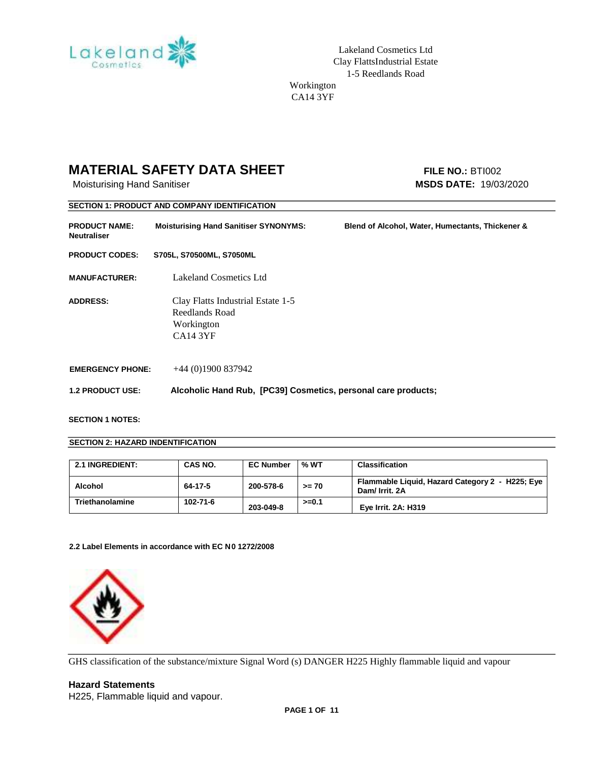Lakeland Cosmetics Ltd
Clay FlattsIndustrial Estate
1-5 Reedlands Road
Workington
CA14 3YF

# MATERIAL SAFETY DATA SHEET

Moisturising Hand Sanitiser

**FILE NO.:** BTI002
**MSDS DATE:** 19/03/2020

## SECTION 1: PRODUCT AND COMPANY IDENTIFICATION

**PRODUCT NAME:** **Moisturising Hand Sanitiser SYNONYMS:** **Blend of Alcohol, Water, Humectants, Thickener & Neutraliser**

**PRODUCT CODES:** **S705L, S70500ML, S7050ML**

**MANUFACTURER:** Lakeland Cosmetics Ltd

**ADDRESS:** Clay Flatts Industrial Estate 1-5
Reedlands Road
Workington
CA14 3YF

**EMERGENCY PHONE:** +44 (0)1900 837942

**1.2 PRODUCT USE:** **Alcoholic Hand Rub, [PC39] Cosmetics, personal care products;**

**SECTION 1 NOTES:**

## SECTION 2: HAZARD INDENTIFICATION

| 2.1 INGREDIENT: | CAS NO. | EC Number | % WT | Classification |
|---|---|---|---|---|
| Alcohol | 64-17-5 | 200-578-6 | >= 70 | Flammable Liquid, Hazard Category 2 - H225; Eye Dam/ Irrit. 2A |
| Triethanolamine | 102-71-6 | 203-049-8 | >=0.1 | Eye Irrit. 2A: H319 |

**2.2 Label Elements in accordance with EC N0 1272/2008**

GHS classification of the substance/mixture Signal Word (s) DANGER H225 Highly flammable liquid and vapour

### Hazard Statements

H225, Flammable liquid and vapour.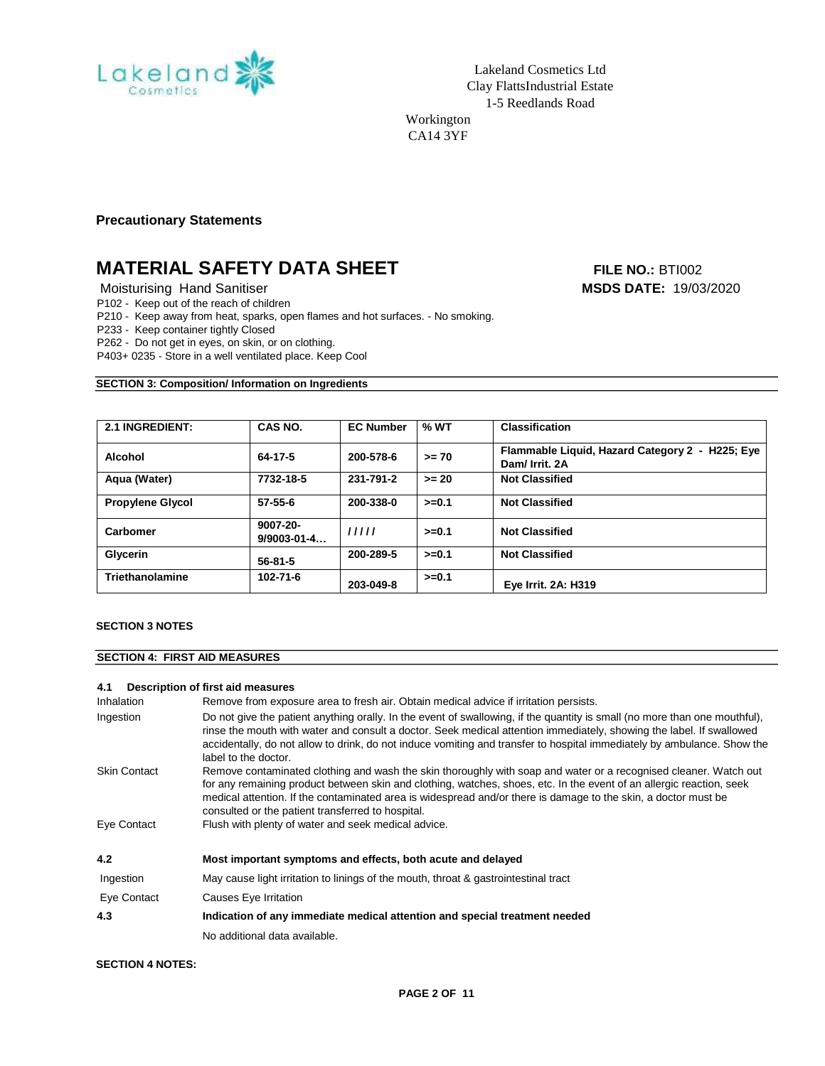Lakeland Cosmetics Ltd
Clay FlattsIndustrial Estate
1-5 Reedlands Road

Workington
CA14 3YF

**Precautionary Statements**

# MATERIAL SAFETY DATA SHEET

**FILE NO.:** BTI002
**MSDS DATE:** 19/03/2020

Moisturising Hand Sanitiser

P102 - Keep out of the reach of children
P210 - Keep away from heat, sparks, open flames and hot surfaces. - No smoking.
P233 - Keep container tightly Closed
P262 - Do not get in eyes, on skin, or on clothing.
P403+ 0235 - Store in a well ventilated place. Keep Cool

**SECTION 3: Composition/ Information on Ingredients**

| 2.1 INGREDIENT: | CAS NO. | EC Number | % WT | Classification |
|---|---|---|---|---|
| Alcohol | 64-17-5 | 200-578-6 | >= 70 | Flammable Liquid, Hazard Category 2 - H225; Eye Dam/ Irrit. 2A |
| Aqua (Water) | 7732-18-5 | 231-791-2 | >= 20 | Not Classified |
| Propylene Glycol | 57-55-6 | 200-338-0 | >=0.1 | Not Classified |
| Carbomer | 9007-20-9/9003-01-4… | ///// | >=0.1 | Not Classified |
| Glycerin | 56-81-5 | 200-289-5 | >=0.1 | Not Classified |
| Triethanolamine | 102-71-6 | 203-049-8 | >=0.1 | Eye Irrit. 2A: H319 |

**SECTION 3 NOTES**

**SECTION 4: FIRST AID MEASURES**

**4.1 Description of first aid measures**

Inhalation: Remove from exposure area to fresh air. Obtain medical advice if irritation persists.

Ingestion: Do not give the patient anything orally. In the event of swallowing, if the quantity is small (no more than one mouthful), rinse the mouth with water and consult a doctor. Seek medical attention immediately, showing the label. If swallowed accidentally, do not allow to drink, do not induce vomiting and transfer to hospital immediately by ambulance. Show the label to the doctor.

Skin Contact: Remove contaminated clothing and wash the skin thoroughly with soap and water or a recognised cleaner. Watch out for any remaining product between skin and clothing, watches, shoes, etc. In the event of an allergic reaction, seek medical attention. If the contaminated area is widespread and/or there is damage to the skin, a doctor must be consulted or the patient transferred to hospital.

Eye Contact: Flush with plenty of water and seek medical advice.

**4.2 Most important symptoms and effects, both acute and delayed**

Ingestion: May cause light irritation to linings of the mouth, throat & gastrointestinal tract

Eye Contact: Causes Eye Irritation

**4.3 Indication of any immediate medical attention and special treatment needed**

No additional data available.

**SECTION 4 NOTES:**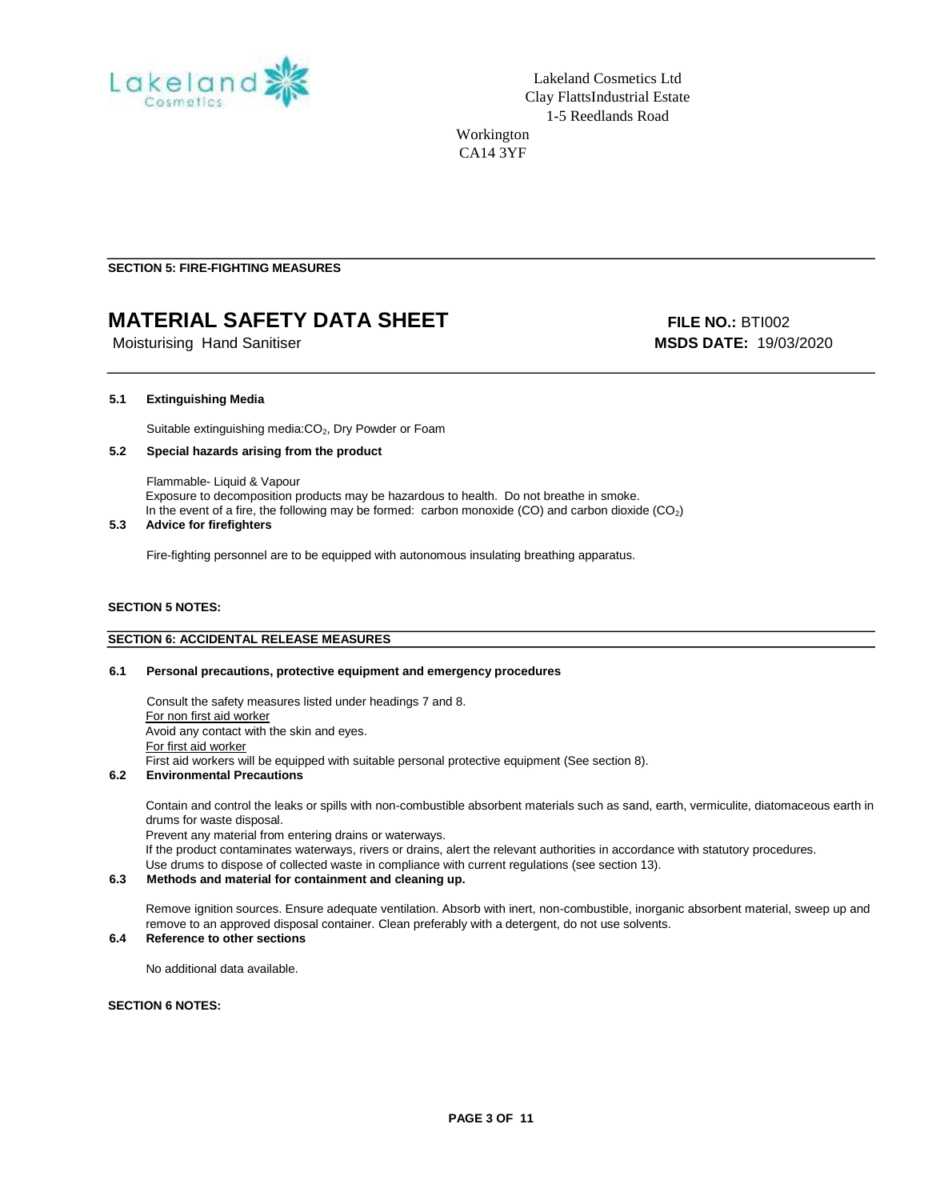Lakeland Cosmetics Ltd
Clay FlattsIndustrial Estate
1-5 Reedlands Road
Workington
CA14 3YF

**SECTION 5: FIRE-FIGHTING MEASURES**

# MATERIAL SAFETY DATA SHEET

Moisturising Hand Sanitiser

**FILE NO.:** BTI002
**MSDS DATE:** 19/03/2020

**5.1 Extinguishing Media**

Suitable extinguishing media:$CO_2$, Dry Powder or Foam

**5.2 Special hazards arising from the product**

Flammable- Liquid & Vapour
Exposure to decomposition products may be hazardous to health. Do not breathe in smoke.
In the event of a fire, the following may be formed: carbon monoxide (CO) and carbon dioxide ($CO_2$)

**5.3 Advice for firefighters**

Fire-fighting personnel are to be equipped with autonomous insulating breathing apparatus.

**SECTION 5 NOTES:**

**SECTION 6: ACCIDENTAL RELEASE MEASURES**

**6.1 Personal precautions, protective equipment and emergency procedures**

Consult the safety measures listed under headings 7 and 8.
For non first aid worker
Avoid any contact with the skin and eyes.
For first aid worker
First aid workers will be equipped with suitable personal protective equipment (See section 8).

**6.2 Environmental Precautions**

Contain and control the leaks or spills with non-combustible absorbent materials such as sand, earth, vermiculite, diatomaceous earth in drums for waste disposal.
Prevent any material from entering drains or waterways.
If the product contaminates waterways, rivers or drains, alert the relevant authorities in accordance with statutory procedures.
Use drums to dispose of collected waste in compliance with current regulations (see section 13).

**6.3 Methods and material for containment and cleaning up.**

Remove ignition sources. Ensure adequate ventilation. Absorb with inert, non-combustible, inorganic absorbent material, sweep up and remove to an approved disposal container. Clean preferably with a detergent, do not use solvents.

**6.4 Reference to other sections**

No additional data available.

**SECTION 6 NOTES:**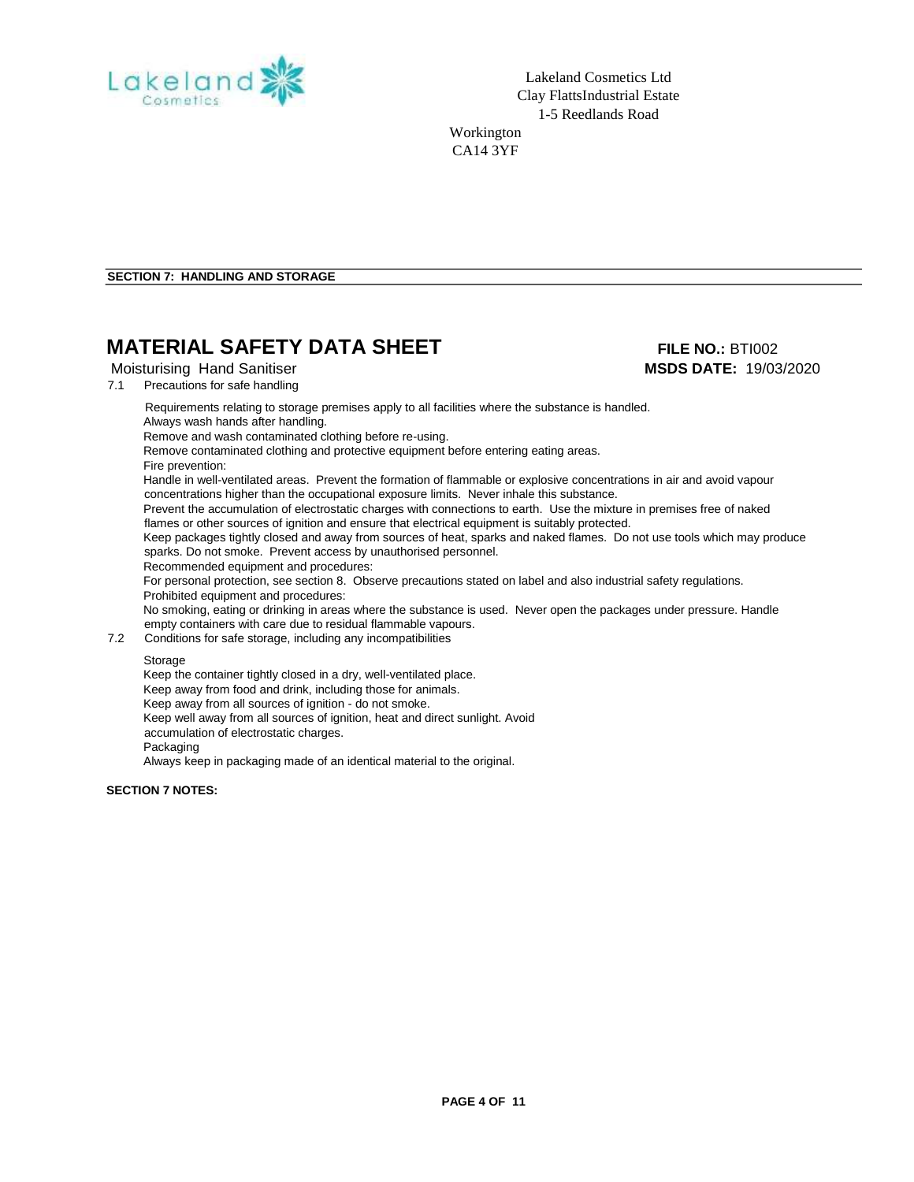Lakeland Cosmetics Ltd
Clay FlattsIndustrial Estate
1-5 Reedlands Road
Workington
CA14 3YF

**SECTION 7: HANDLING AND STORAGE**

# MATERIAL SAFETY DATA SHEET

**FILE NO.:** BTI002

Moisturising Hand Sanitiser

**MSDS DATE:** 19/03/2020

7.1 Precautions for safe handling

Requirements relating to storage premises apply to all facilities where the substance is handled.
Always wash hands after handling.
Remove and wash contaminated clothing before re-using.
Remove contaminated clothing and protective equipment before entering eating areas.
Fire prevention:
Handle in well-ventilated areas. Prevent the formation of flammable or explosive concentrations in air and avoid vapour concentrations higher than the occupational exposure limits. Never inhale this substance.
Prevent the accumulation of electrostatic charges with connections to earth. Use the mixture in premises free of naked flames or other sources of ignition and ensure that electrical equipment is suitably protected.
Keep packages tightly closed and away from sources of heat, sparks and naked flames. Do not use tools which may produce sparks. Do not smoke. Prevent access by unauthorised personnel.
Recommended equipment and procedures:
For personal protection, see section 8. Observe precautions stated on label and also industrial safety regulations.
Prohibited equipment and procedures:
No smoking, eating or drinking in areas where the substance is used. Never open the packages under pressure. Handle empty containers with care due to residual flammable vapours.

7.2 Conditions for safe storage, including any incompatibilities

Storage
Keep the container tightly closed in a dry, well-ventilated place.
Keep away from food and drink, including those for animals.
Keep away from all sources of ignition - do not smoke.
Keep well away from all sources of ignition, heat and direct sunlight. Avoid accumulation of electrostatic charges.
Packaging
Always keep in packaging made of an identical material to the original.

**SECTION 7 NOTES:**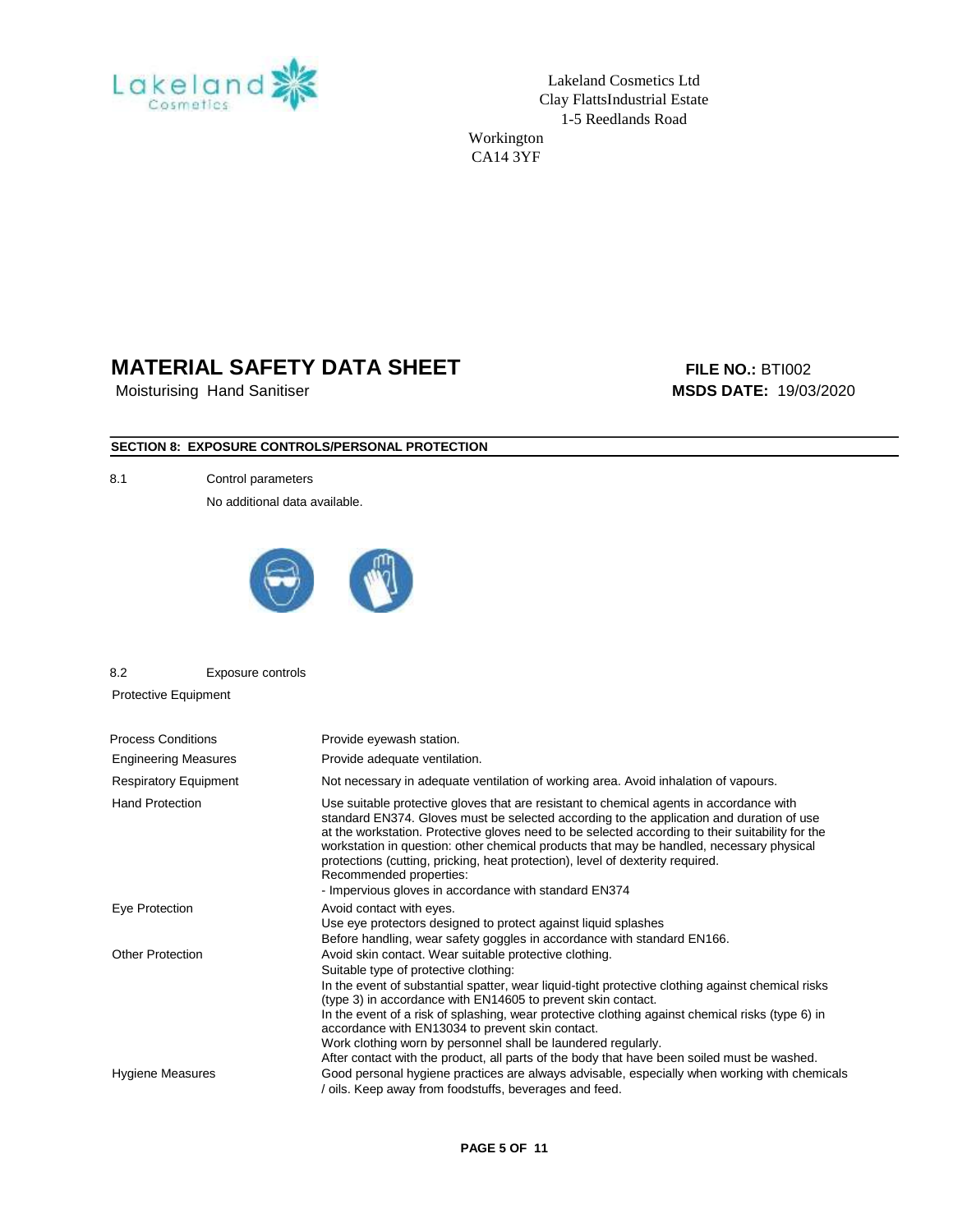Lakeland Cosmetics Ltd
Clay FlattsIndustrial Estate
1-5 Reedlands Road
Workington
CA14 3YF

# MATERIAL SAFETY DATA SHEET

Moisturising Hand Sanitiser

**FILE NO.:** BTI002
**MSDS DATE:** 19/03/2020

## SECTION 8: EXPOSURE CONTROLS/PERSONAL PROTECTION

8.1 Control parameters

No additional data available.

8.2 Exposure controls

Protective Equipment

| | |
|---|---|
| Process Conditions | Provide eyewash station. |
| Engineering Measures | Provide adequate ventilation. |
| Respiratory Equipment | Not necessary in adequate ventilation of working area. Avoid inhalation of vapours. |
| Hand Protection | Use suitable protective gloves that are resistant to chemical agents in accordance with standard EN374. Gloves must be selected according to the application and duration of use at the workstation. Protective gloves need to be selected according to their suitability for the workstation in question: other chemical products that may be handled, necessary physical protections (cutting, pricking, heat protection), level of dexterity required. Recommended properties: - Impervious gloves in accordance with standard EN374 |
| Eye Protection | Avoid contact with eyes. Use eye protectors designed to protect against liquid splashes Before handling, wear safety goggles in accordance with standard EN166. |
| Other Protection | Avoid skin contact. Wear suitable protective clothing. Suitable type of protective clothing: In the event of substantial spatter, wear liquid-tight protective clothing against chemical risks (type 3) in accordance with EN14605 to prevent skin contact. In the event of a risk of splashing, wear protective clothing against chemical risks (type 6) in accordance with EN13034 to prevent skin contact. Work clothing worn by personnel shall be laundered regularly. After contact with the product, all parts of the body that have been soiled must be washed. |
| Hygiene Measures | Good personal hygiene practices are always advisable, especially when working with chemicals / oils. Keep away from foodstuffs, beverages and feed. |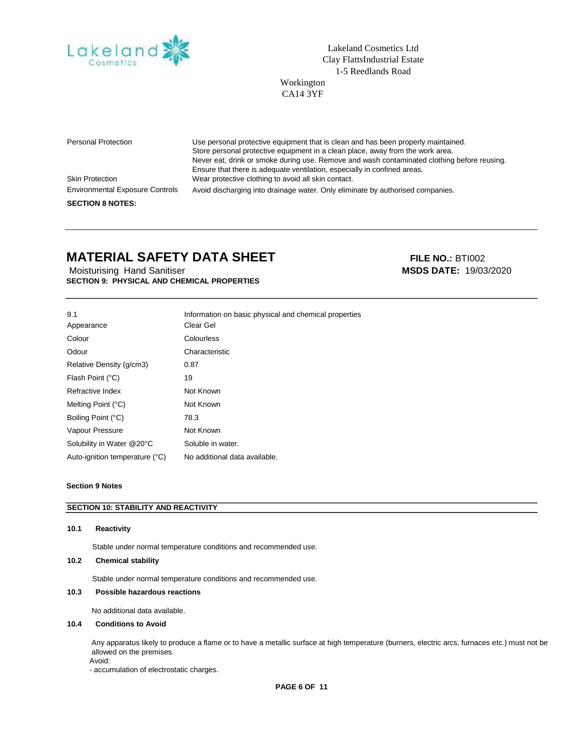| | |
|---|---|
| Personal Protection | Use personal protective equipment that is clean and has been properly maintained. Store personal protective equipment in a clean place, away from the work area. Never eat, drink or smoke during use. Remove and wash contaminated clothing before reusing. Ensure that there is adequate ventilation, especially in confined areas. |
| Skin Protection | Wear protective clothing to avoid all skin contact. |
| Environmental Exposure Controls | Avoid discharging into drainage water. Only eliminate by authorised companies. |

**SECTION 8 NOTES:**

# MATERIAL SAFETY DATA SHEET

**FILE NO.:** BTI002

Moisturising Hand Sanitiser

**MSDS DATE:** 19/03/2020

**SECTION 9: PHYSICAL AND CHEMICAL PROPERTIES**

| 9.1 | Information on basic physical and chemical properties |
|---|---|
| Appearance | Clear Gel |
| Colour | Colourless |
| Odour | Characteristic |
| Relative Density (g/cm3) | 0.87 |
| Flash Point (°C) | 19 |
| Refractive Index | Not Known |
| Melting Point (°C) | Not Known |
| Boiling Point (°C) | 78.3 |
| Vapour Pressure | Not Known |
| Solubility in Water @20°C | Soluble in water. |
| Auto-ignition temperature (°C) | No additional data available. |

**Section 9 Notes**

## SECTION 10: STABILITY AND REACTIVITY

### 10.1 Reactivity

Stable under normal temperature conditions and recommended use.

### 10.2 Chemical stability

Stable under normal temperature conditions and recommended use.

### 10.3 Possible hazardous reactions

No additional data available.

### 10.4 Conditions to Avoid

Any apparatus likely to produce a flame or to have a metallic surface at high temperature (burners, electric arcs, furnaces etc.) must not be allowed on the premises.

Avoid:

- accumulation of electrostatic charges.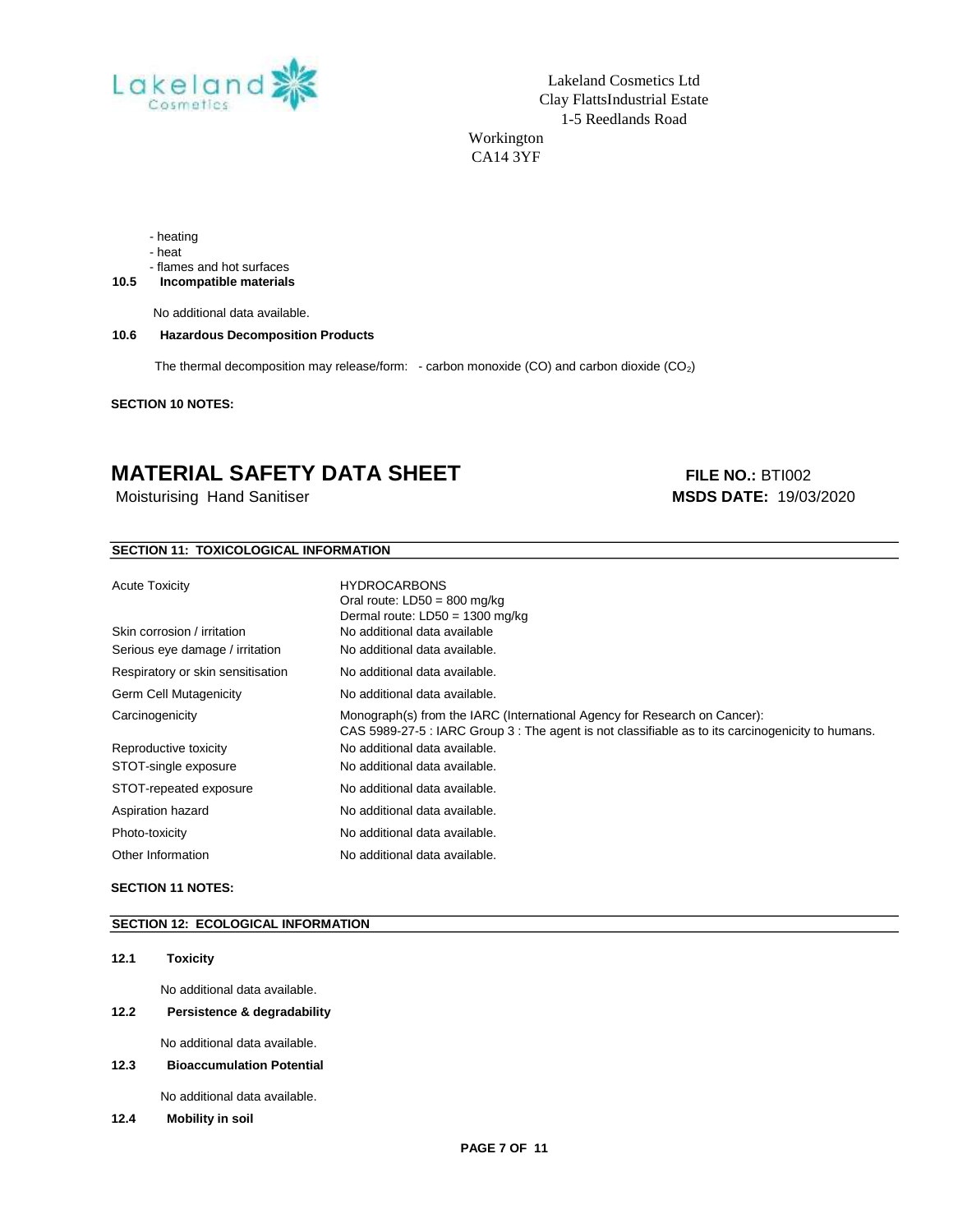- heating
- heat
- flames and hot surfaces

**10.5 Incompatible materials**

No additional data available.

**10.6 Hazardous Decomposition Products**

The thermal decomposition may release/form: - carbon monoxide (CO) and carbon dioxide ($CO_2$)

**SECTION 10 NOTES:**

# MATERIAL SAFETY DATA SHEET

Moisturising Hand Sanitiser

**FILE NO.:** BTI002
**MSDS DATE:** 19/03/2020

## SECTION 11: TOXICOLOGICAL INFORMATION

| | |
|---|---|
| Acute Toxicity | HYDROCARBONS<br>Oral route: LD50 = 800 mg/kg<br>Dermal route: LD50 = 1300 mg/kg |
| Skin corrosion / irritation | No additional data available |
| Serious eye damage / irritation | No additional data available. |
| Respiratory or skin sensitisation | No additional data available. |
| Germ Cell Mutagenicity | No additional data available. |
| Carcinogenicity | Monograph(s) from the IARC (International Agency for Research on Cancer):<br>CAS 5989-27-5 : IARC Group 3 : The agent is not classifiable as to its carcinogenicity to humans. |
| Reproductive toxicity | No additional data available. |
| STOT-single exposure | No additional data available. |
| STOT-repeated exposure | No additional data available. |
| Aspiration hazard | No additional data available. |
| Photo-toxicity | No additional data available. |
| Other Information | No additional data available. |

**SECTION 11 NOTES:**

## SECTION 12: ECOLOGICAL INFORMATION

**12.1 Toxicity**

No additional data available.

**12.2 Persistence & degradability**

No additional data available.

**12.3 Bioaccumulation Potential**

No additional data available.

**12.4 Mobility in soil**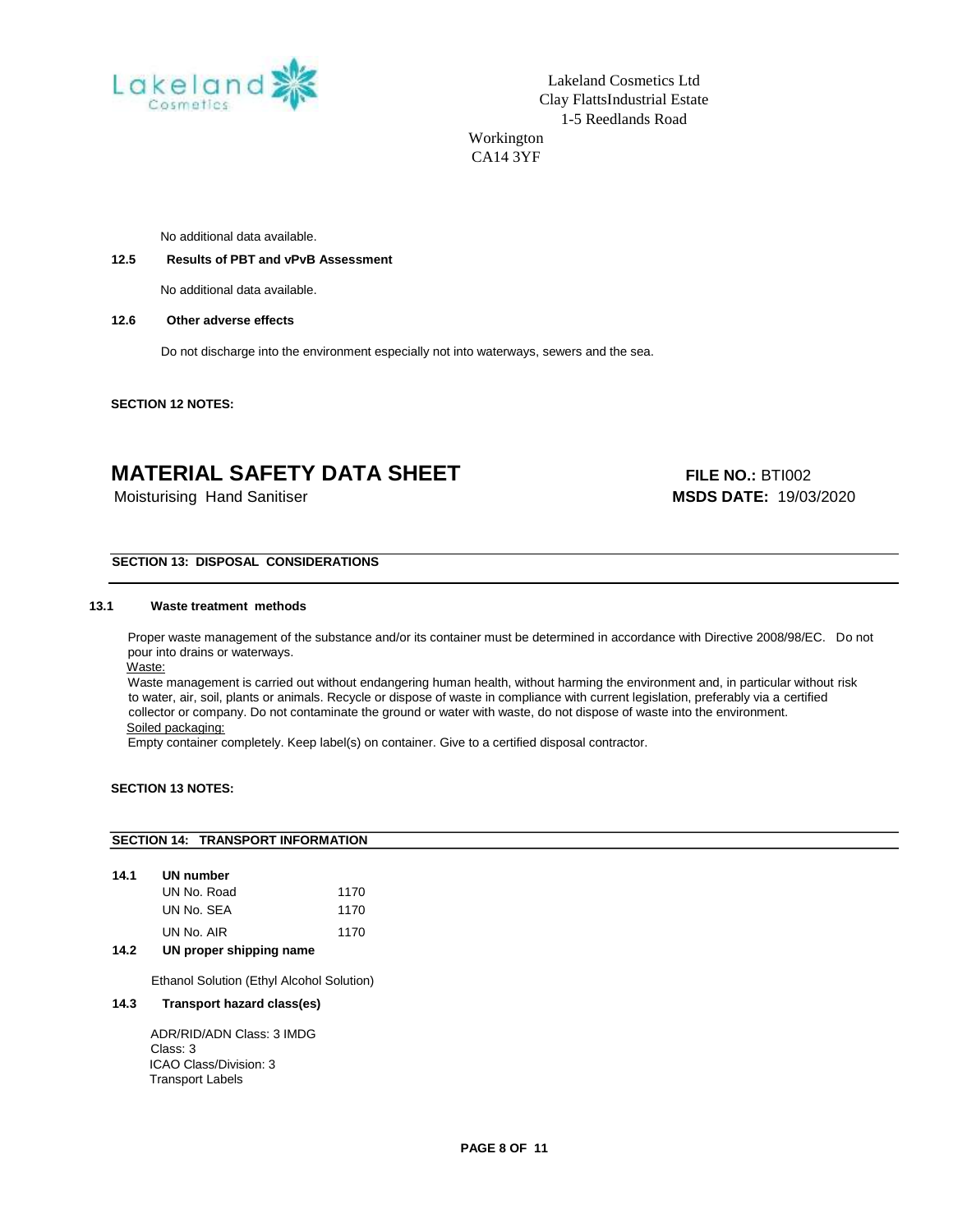No additional data available.

**12.5 Results of PBT and vPvB Assessment**

No additional data available.

**12.6 Other adverse effects**

Do not discharge into the environment especially not into waterways, sewers and the sea.

**SECTION 12 NOTES:**

# MATERIAL SAFETY DATA SHEET

**FILE NO.:** BTI002

Moisturising Hand Sanitiser

**MSDS DATE:** 19/03/2020

## SECTION 13: DISPOSAL CONSIDERATIONS

**13.1 Waste treatment methods**

Proper waste management of the substance and/or its container must be determined in accordance with Directive 2008/98/EC. Do not pour into drains or waterways.

Waste:

Waste management is carried out without endangering human health, without harming the environment and, in particular without risk to water, air, soil, plants or animals. Recycle or dispose of waste in compliance with current legislation, preferably via a certified collector or company. Do not contaminate the ground or water with waste, do not dispose of waste into the environment.

Soiled packaging:

Empty container completely. Keep label(s) on container. Give to a certified disposal contractor.

**SECTION 13 NOTES:**

## SECTION 14: TRANSPORT INFORMATION

**14.1 UN number**

| | |
|---|---|
| UN No. Road | 1170 |
| UN No. SEA | 1170 |
| UN No. AIR | 1170 |

**14.2 UN proper shipping name**

Ethanol Solution (Ethyl Alcohol Solution)

**14.3 Transport hazard class(es)**

ADR/RID/ADN Class: 3 IMDG
Class: 3
ICAO Class/Division: 3
Transport Labels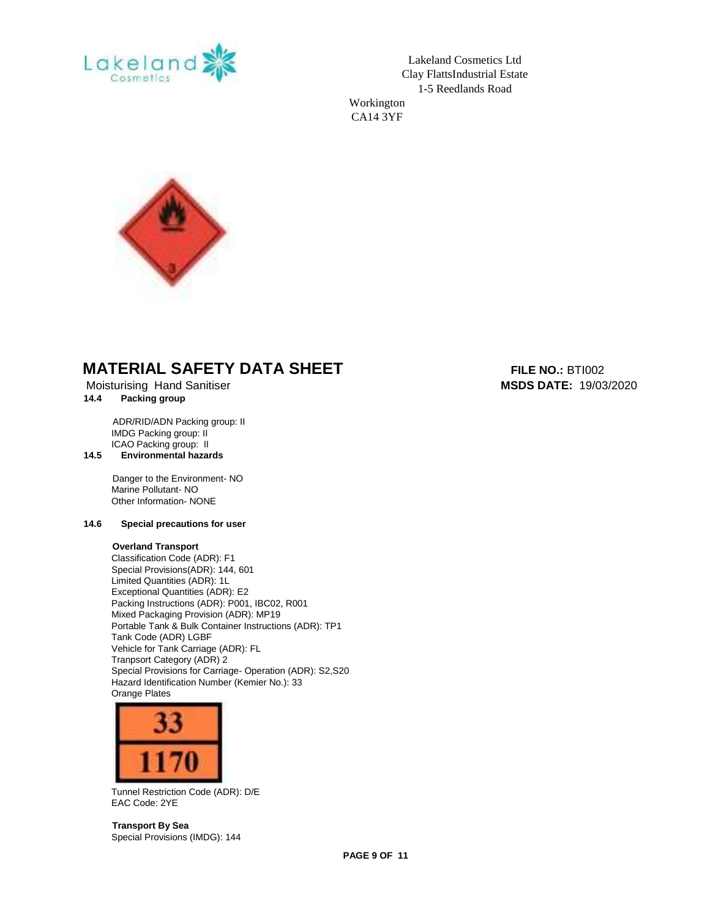Lakeland Cosmetics Ltd
Clay FlattsIndustrial Estate
1-5 Reedlands Road
Workington
CA14 3YF

# MATERIAL SAFETY DATA SHEET

**FILE NO.:** BTI002

Moisturising Hand Sanitiser

**MSDS DATE:** 19/03/2020

### 14.4 Packing group

ADR/RID/ADN Packing group: II
IMDG Packing group: II
ICAO Packing group: II

### 14.5 Environmental hazards

Danger to the Environment- NO
Marine Pollutant- NO
Other Information- NONE

### 14.6 Special precautions for user

**Overland Transport**

Classification Code (ADR): F1
Special Provisions(ADR): 144, 601
Limited Quantities (ADR): 1L
Exceptional Quantities (ADR): E2
Packing Instructions (ADR): P001, IBC02, R001
Mixed Packaging Provision (ADR): MP19
Portable Tank & Bulk Container Instructions (ADR): TP1
Tank Code (ADR) LGBF
Vehicle for Tank Carriage (ADR): FL
Tranpsort Category (ADR) 2
Special Provisions for Carriage- Operation (ADR): S2,S20
Hazard Identification Number (Kemier No.): 33
Orange Plates

33
1170

Tunnel Restriction Code (ADR): D/E
EAC Code: 2YE

**Transport By Sea**

Special Provisions (IMDG): 144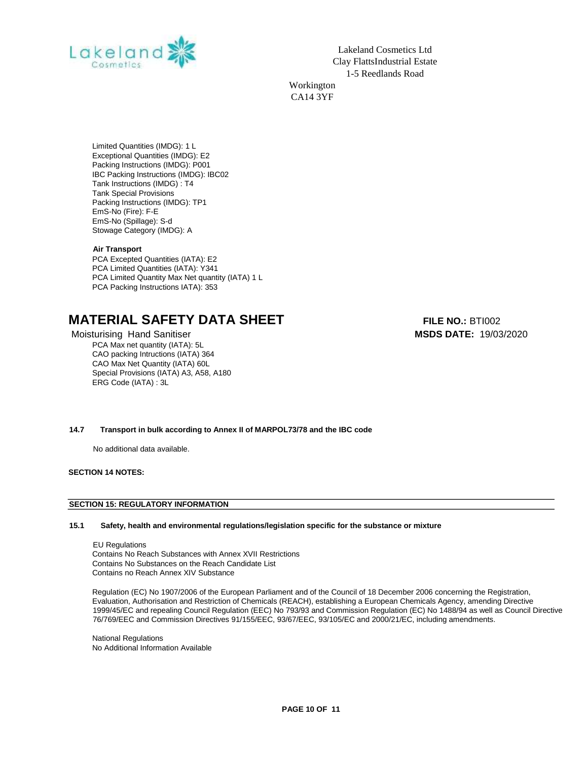Limited Quantities (IMDG): 1 L
Exceptional Quantities (IMDG): E2
Packing Instructions (IMDG): P001
IBC Packing Instructions (IMDG): IBC02
Tank Instructions (IMDG) : T4
Tank Special Provisions
Packing Instructions (IMDG): TP1
EmS-No (Fire): F-E
EmS-No (Spillage): S-d
Stowage Category (IMDG): A

**Air Transport**

PCA Excepted Quantities (IATA): E2
PCA Limited Quantities (IATA): Y341
PCA Limited Quantity Max Net quantity (IATA) 1 L
PCA Packing Instructions IATA): 353

PCA Max net quantity (IATA): 5L
CAO packing Intructions (IATA) 364
CAO Max Net Quantity (IATA) 60L
Special Provisions (IATA) A3, A58, A180
ERG Code (IATA) : 3L

**14.7 Transport in bulk according to Annex II of MARPOL73/78 and the IBC code**

No additional data available.

**SECTION 14 NOTES:**

## SECTION 15: REGULATORY INFORMATION

**15.1 Safety, health and environmental regulations/legislation specific for the substance or mixture**

EU Regulations
Contains No Reach Substances with Annex XVII Restrictions
Contains No Substances on the Reach Candidate List
Contains no Reach Annex XIV Substance

Regulation (EC) No 1907/2006 of the European Parliament and of the Council of 18 December 2006 concerning the Registration, Evaluation, Authorisation and Restriction of Chemicals (REACH), establishing a European Chemicals Agency, amending Directive 1999/45/EC and repealing Council Regulation (EEC) No 793/93 and Commission Regulation (EC) No 1488/94 as well as Council Directive 76/769/EEC and Commission Directives 91/155/EEC, 93/67/EEC, 93/105/EC and 2000/21/EC, including amendments.

National Regulations
No Additional Information Available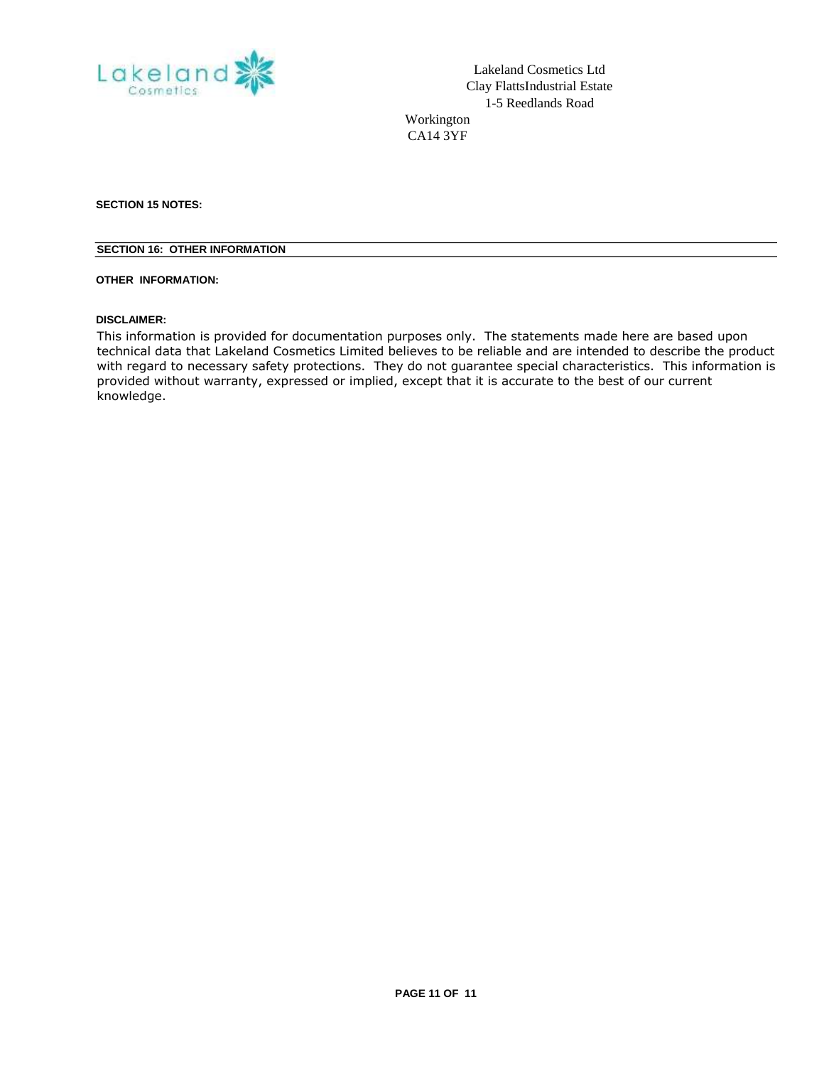Lakeland Cosmetics Ltd
Clay FlattsIndustrial Estate
1-5 Reedlands Road
Workington
CA14 3YF

**SECTION 15 NOTES:**

## SECTION 16: OTHER INFORMATION

**OTHER INFORMATION:**

**DISCLAIMER:**

This information is provided for documentation purposes only. The statements made here are based upon technical data that Lakeland Cosmetics Limited believes to be reliable and are intended to describe the product with regard to necessary safety protections. They do not guarantee special characteristics. This information is provided without warranty, expressed or implied, except that it is accurate to the best of our current knowledge.